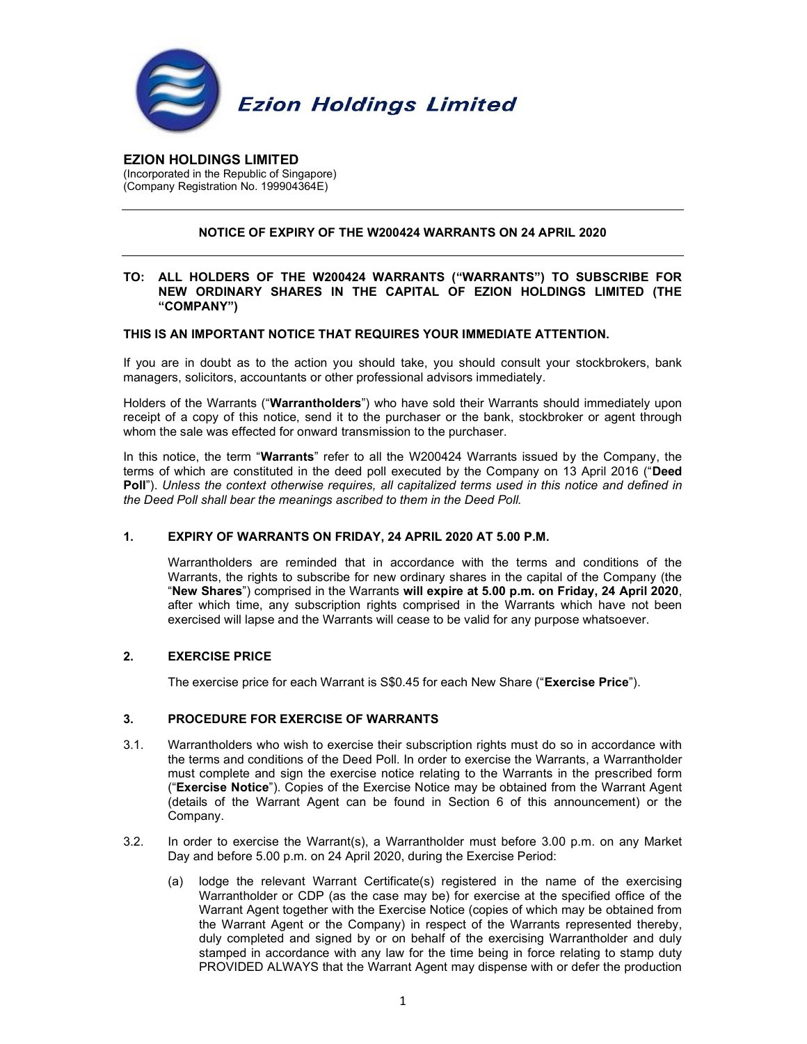Ezion Holdings Limited

**EZION HOLDINGS LIMITED**
(Incorporated in the Republic of Singapore)
(Company Registration No. 199904364E)

---

**NOTICE OF EXPIRY OF THE W200424 WARRANTS ON 24 APRIL 2020**

---

**TO: ALL HOLDERS OF THE W200424 WARRANTS ("WARRANTS") TO SUBSCRIBE FOR NEW ORDINARY SHARES IN THE CAPITAL OF EZION HOLDINGS LIMITED (THE "COMPANY")**

**THIS IS AN IMPORTANT NOTICE THAT REQUIRES YOUR IMMEDIATE ATTENTION.**

If you are in doubt as to the action you should take, you should consult your stockbrokers, bank managers, solicitors, accountants or other professional advisors immediately.

Holders of the Warrants ("**Warrantholders**") who have sold their Warrants should immediately upon receipt of a copy of this notice, send it to the purchaser or the bank, stockbroker or agent through whom the sale was effected for onward transmission to the purchaser.

In this notice, the term "**Warrants**" refer to all the W200424 Warrants issued by the Company, the terms of which are constituted in the deed poll executed by the Company on 13 April 2016 ("**Deed Poll**"). *Unless the context otherwise requires, all capitalized terms used in this notice and defined in the Deed Poll shall bear the meanings ascribed to them in the Deed Poll.*

## 1. EXPIRY OF WARRANTS ON FRIDAY, 24 APRIL 2020 AT 5.00 P.M.

Warrantholders are reminded that in accordance with the terms and conditions of the Warrants, the rights to subscribe for new ordinary shares in the capital of the Company (the "**New Shares**") comprised in the Warrants **will expire at 5.00 p.m. on Friday, 24 April 2020**, after which time, any subscription rights comprised in the Warrants which have not been exercised will lapse and the Warrants will cease to be valid for any purpose whatsoever.

## 2. EXERCISE PRICE

The exercise price for each Warrant is S$0.45 for each New Share ("**Exercise Price**").

## 3. PROCEDURE FOR EXERCISE OF WARRANTS

3.1. Warrantholders who wish to exercise their subscription rights must do so in accordance with the terms and conditions of the Deed Poll. In order to exercise the Warrants, a Warrantholder must complete and sign the exercise notice relating to the Warrants in the prescribed form ("**Exercise Notice**"). Copies of the Exercise Notice may be obtained from the Warrant Agent (details of the Warrant Agent can be found in Section 6 of this announcement) or the Company.

3.2. In order to exercise the Warrant(s), a Warrantholder must before 3.00 p.m. on any Market Day and before 5.00 p.m. on 24 April 2020, during the Exercise Period:

(a) lodge the relevant Warrant Certificate(s) registered in the name of the exercising Warrantholder or CDP (as the case may be) for exercise at the specified office of the Warrant Agent together with the Exercise Notice (copies of which may be obtained from the Warrant Agent or the Company) in respect of the Warrants represented thereby, duly completed and signed by or on behalf of the exercising Warrantholder and duly stamped in accordance with any law for the time being in force relating to stamp duty PROVIDED ALWAYS that the Warrant Agent may dispense with or defer the production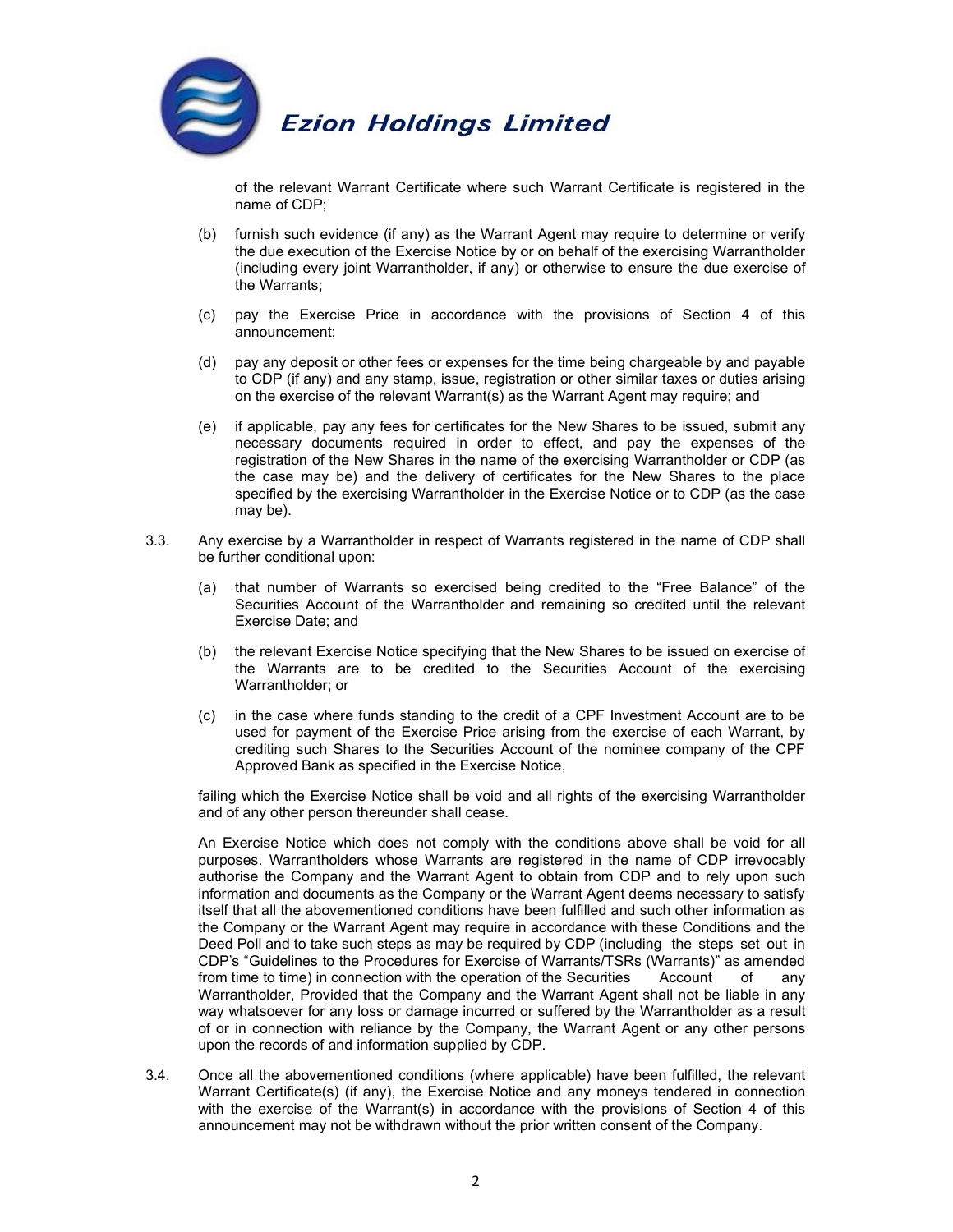of the relevant Warrant Certificate where such Warrant Certificate is registered in the name of CDP;

(b) furnish such evidence (if any) as the Warrant Agent may require to determine or verify the due execution of the Exercise Notice by or on behalf of the exercising Warrantholder (including every joint Warrantholder, if any) or otherwise to ensure the due exercise of the Warrants;

(c) pay the Exercise Price in accordance with the provisions of Section 4 of this announcement;

(d) pay any deposit or other fees or expenses for the time being chargeable by and payable to CDP (if any) and any stamp, issue, registration or other similar taxes or duties arising on the exercise of the relevant Warrant(s) as the Warrant Agent may require; and

(e) if applicable, pay any fees for certificates for the New Shares to be issued, submit any necessary documents required in order to effect, and pay the expenses of the registration of the New Shares in the name of the exercising Warrantholder or CDP (as the case may be) and the delivery of certificates for the New Shares to the place specified by the exercising Warrantholder in the Exercise Notice or to CDP (as the case may be).

3.3. Any exercise by a Warrantholder in respect of Warrants registered in the name of CDP shall be further conditional upon:

(a) that number of Warrants so exercised being credited to the "Free Balance" of the Securities Account of the Warrantholder and remaining so credited until the relevant Exercise Date; and

(b) the relevant Exercise Notice specifying that the New Shares to be issued on exercise of the Warrants are to be credited to the Securities Account of the exercising Warrantholder; or

(c) in the case where funds standing to the credit of a CPF Investment Account are to be used for payment of the Exercise Price arising from the exercise of each Warrant, by crediting such Shares to the Securities Account of the nominee company of the CPF Approved Bank as specified in the Exercise Notice,

failing which the Exercise Notice shall be void and all rights of the exercising Warrantholder and of any other person thereunder shall cease.

An Exercise Notice which does not comply with the conditions above shall be void for all purposes. Warrantholders whose Warrants are registered in the name of CDP irrevocably authorise the Company and the Warrant Agent to obtain from CDP and to rely upon such information and documents as the Company or the Warrant Agent deems necessary to satisfy itself that all the abovementioned conditions have been fulfilled and such other information as the Company or the Warrant Agent may require in accordance with these Conditions and the Deed Poll and to take such steps as may be required by CDP (including the steps set out in CDP's "Guidelines to the Procedures for Exercise of Warrants/TSRs (Warrants)" as amended from time to time) in connection with the operation of the Securities Account of any Warrantholder, Provided that the Company and the Warrant Agent shall not be liable in any way whatsoever for any loss or damage incurred or suffered by the Warrantholder as a result of or in connection with reliance by the Company, the Warrant Agent or any other persons upon the records of and information supplied by CDP.

3.4. Once all the abovementioned conditions (where applicable) have been fulfilled, the relevant Warrant Certificate(s) (if any), the Exercise Notice and any moneys tendered in connection with the exercise of the Warrant(s) in accordance with the provisions of Section 4 of this announcement may not be withdrawn without the prior written consent of the Company.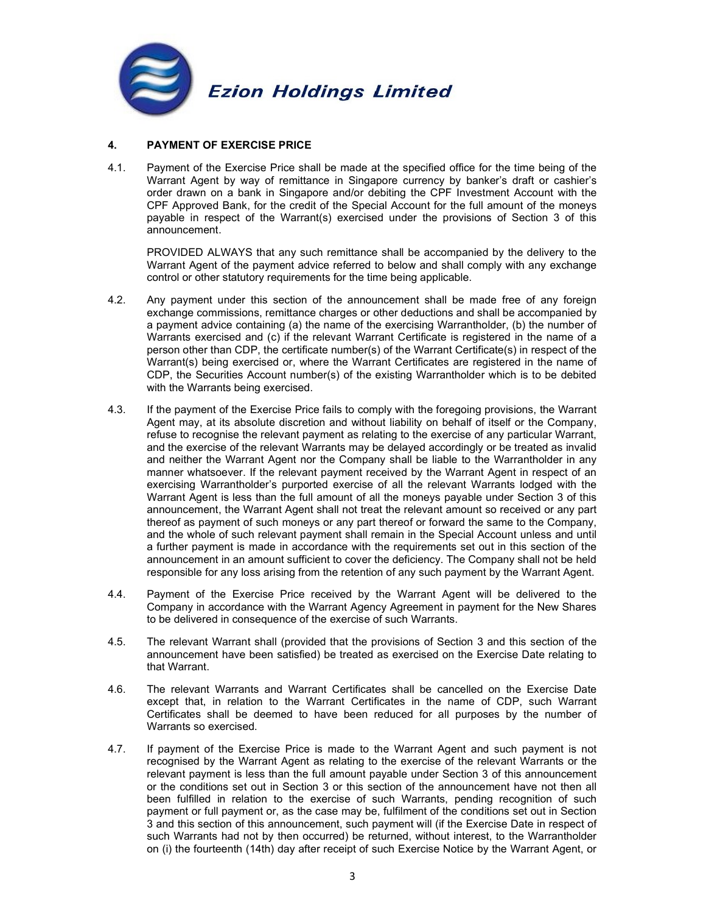## 4. PAYMENT OF EXERCISE PRICE

4.1. Payment of the Exercise Price shall be made at the specified office for the time being of the Warrant Agent by way of remittance in Singapore currency by banker's draft or cashier's order drawn on a bank in Singapore and/or debiting the CPF Investment Account with the CPF Approved Bank, for the credit of the Special Account for the full amount of the moneys payable in respect of the Warrant(s) exercised under the provisions of Section 3 of this announcement.

PROVIDED ALWAYS that any such remittance shall be accompanied by the delivery to the Warrant Agent of the payment advice referred to below and shall comply with any exchange control or other statutory requirements for the time being applicable.

4.2. Any payment under this section of the announcement shall be made free of any foreign exchange commissions, remittance charges or other deductions and shall be accompanied by a payment advice containing (a) the name of the exercising Warrantholder, (b) the number of Warrants exercised and (c) if the relevant Warrant Certificate is registered in the name of a person other than CDP, the certificate number(s) of the Warrant Certificate(s) in respect of the Warrant(s) being exercised or, where the Warrant Certificates are registered in the name of CDP, the Securities Account number(s) of the existing Warrantholder which is to be debited with the Warrants being exercised.

4.3. If the payment of the Exercise Price fails to comply with the foregoing provisions, the Warrant Agent may, at its absolute discretion and without liability on behalf of itself or the Company, refuse to recognise the relevant payment as relating to the exercise of any particular Warrant, and the exercise of the relevant Warrants may be delayed accordingly or be treated as invalid and neither the Warrant Agent nor the Company shall be liable to the Warrantholder in any manner whatsoever. If the relevant payment received by the Warrant Agent in respect of an exercising Warrantholder's purported exercise of all the relevant Warrants lodged with the Warrant Agent is less than the full amount of all the moneys payable under Section 3 of this announcement, the Warrant Agent shall not treat the relevant amount so received or any part thereof as payment of such moneys or any part thereof or forward the same to the Company, and the whole of such relevant payment shall remain in the Special Account unless and until a further payment is made in accordance with the requirements set out in this section of the announcement in an amount sufficient to cover the deficiency. The Company shall not be held responsible for any loss arising from the retention of any such payment by the Warrant Agent.

4.4. Payment of the Exercise Price received by the Warrant Agent will be delivered to the Company in accordance with the Warrant Agency Agreement in payment for the New Shares to be delivered in consequence of the exercise of such Warrants.

4.5. The relevant Warrant shall (provided that the provisions of Section 3 and this section of the announcement have been satisfied) be treated as exercised on the Exercise Date relating to that Warrant.

4.6. The relevant Warrants and Warrant Certificates shall be cancelled on the Exercise Date except that, in relation to the Warrant Certificates in the name of CDP, such Warrant Certificates shall be deemed to have been reduced for all purposes by the number of Warrants so exercised.

4.7. If payment of the Exercise Price is made to the Warrant Agent and such payment is not recognised by the Warrant Agent as relating to the exercise of the relevant Warrants or the relevant payment is less than the full amount payable under Section 3 of this announcement or the conditions set out in Section 3 or this section of the announcement have not then all been fulfilled in relation to the exercise of such Warrants, pending recognition of such payment or full payment or, as the case may be, fulfilment of the conditions set out in Section 3 and this section of this announcement, such payment will (if the Exercise Date in respect of such Warrants had not by then occurred) be returned, without interest, to the Warrantholder on (i) the fourteenth (14th) day after receipt of such Exercise Notice by the Warrant Agent, or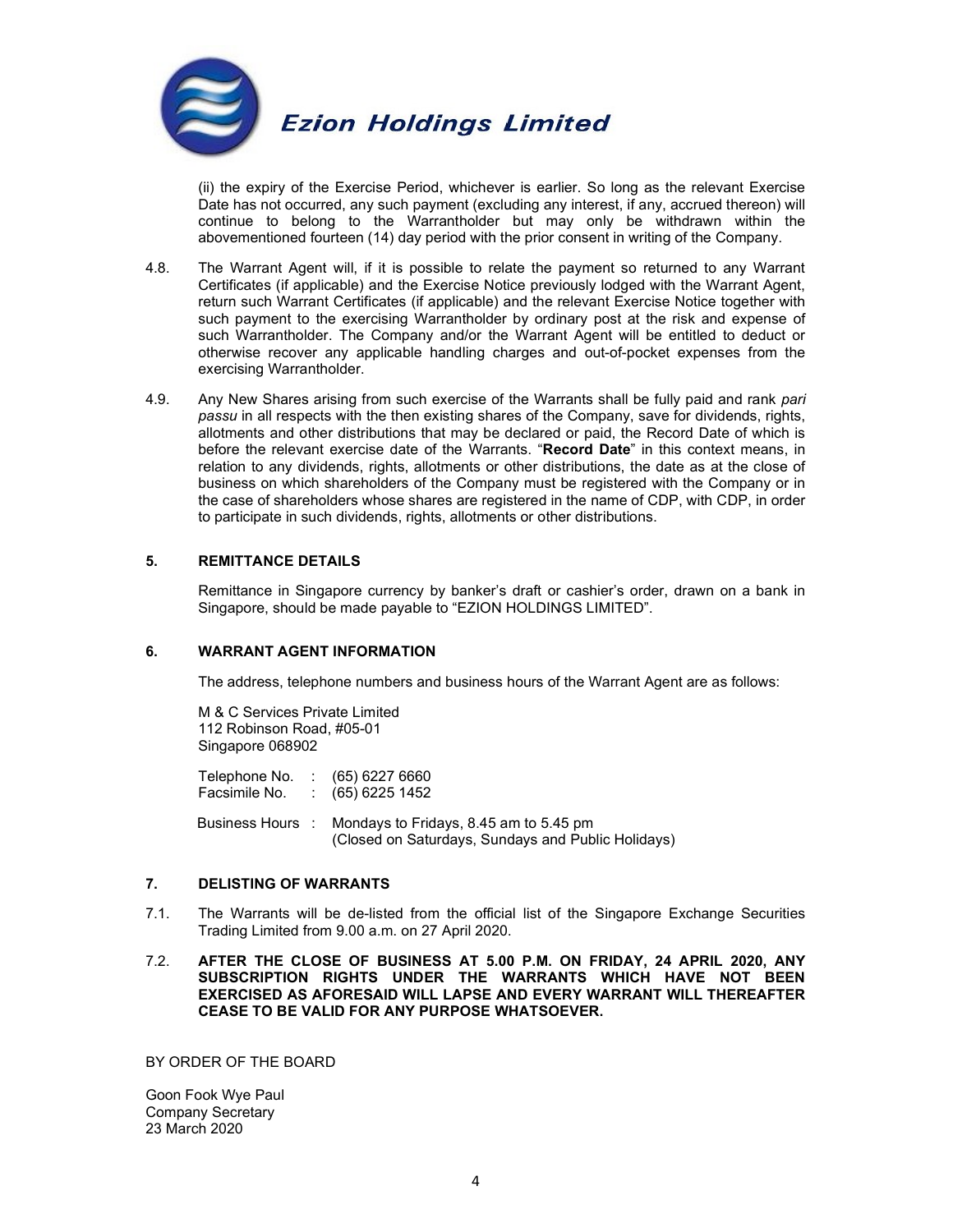**Ezion Holdings Limited**

(ii) the expiry of the Exercise Period, whichever is earlier. So long as the relevant Exercise Date has not occurred, any such payment (excluding any interest, if any, accrued thereon) will continue to belong to the Warrantholder but may only be withdrawn within the abovementioned fourteen (14) day period with the prior consent in writing of the Company.

4.8. The Warrant Agent will, if it is possible to relate the payment so returned to any Warrant Certificates (if applicable) and the Exercise Notice previously lodged with the Warrant Agent, return such Warrant Certificates (if applicable) and the relevant Exercise Notice together with such payment to the exercising Warrantholder by ordinary post at the risk and expense of such Warrantholder. The Company and/or the Warrant Agent will be entitled to deduct or otherwise recover any applicable handling charges and out-of-pocket expenses from the exercising Warrantholder.

4.9. Any New Shares arising from such exercise of the Warrants shall be fully paid and rank *pari passu* in all respects with the then existing shares of the Company, save for dividends, rights, allotments and other distributions that may be declared or paid, the Record Date of which is before the relevant exercise date of the Warrants. "**Record Date**" in this context means, in relation to any dividends, rights, allotments or other distributions, the date as at the close of business on which shareholders of the Company must be registered with the Company or in the case of shareholders whose shares are registered in the name of CDP, with CDP, in order to participate in such dividends, rights, allotments or other distributions.

## 5. REMITTANCE DETAILS

Remittance in Singapore currency by banker's draft or cashier's order, drawn on a bank in Singapore, should be made payable to "EZION HOLDINGS LIMITED".

## 6. WARRANT AGENT INFORMATION

The address, telephone numbers and business hours of the Warrant Agent are as follows:

M & C Services Private Limited
112 Robinson Road, #05-01
Singapore 068902

Telephone No. : (65) 6227 6660
Facsimile No. : (65) 6225 1452

Business Hours : Mondays to Fridays, 8.45 am to 5.45 pm
(Closed on Saturdays, Sundays and Public Holidays)

## 7. DELISTING OF WARRANTS

7.1. The Warrants will be de-listed from the official list of the Singapore Exchange Securities Trading Limited from 9.00 a.m. on 27 April 2020.

7.2. **AFTER THE CLOSE OF BUSINESS AT 5.00 P.M. ON FRIDAY, 24 APRIL 2020, ANY SUBSCRIPTION RIGHTS UNDER THE WARRANTS WHICH HAVE NOT BEEN EXERCISED AS AFORESAID WILL LAPSE AND EVERY WARRANT WILL THEREAFTER CEASE TO BE VALID FOR ANY PURPOSE WHATSOEVER.**

BY ORDER OF THE BOARD

Goon Fook Wye Paul
Company Secretary
23 March 2020